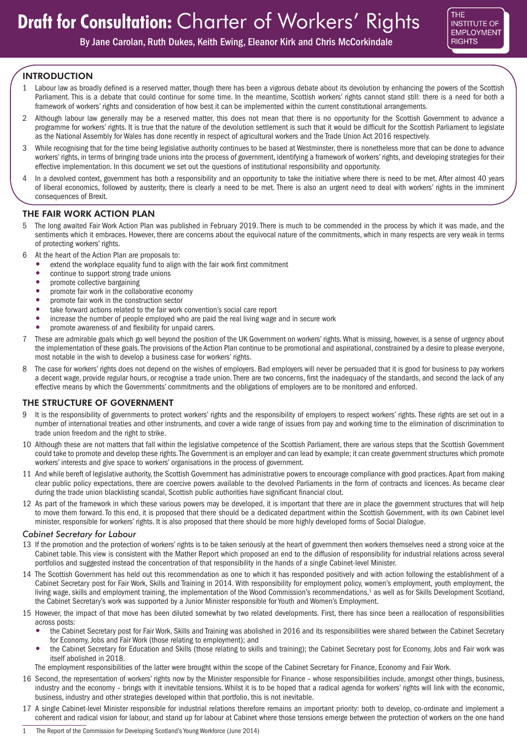# Draft for Consultation: Charter of Workers' Rights

By Jane Carolan, Ruth Dukes, Keith Ewing, Eleanor Kirk and Chris McCorkindale

THE INSTITUTE OF EMPLOYMENT RIGHTS

## INTRODUCTION

1 Labour law as broadly defined is a reserved matter, though there has been a vigorous debate about its devolution by enhancing the powers of the Scottish Parliament. This is a debate that could continue for some time. In the meantime, Scottish workers' rights cannot stand still: there is a need for both a framework of workers' rights and consideration of how best it can be implemented within the current constitutional arrangements.

2 Although labour law generally may be a reserved matter, this does not mean that there is no opportunity for the Scottish Government to advance a programme for workers' rights. It is true that the nature of the devolution settlement is such that it would be difficult for the Scottish Parliament to legislate as the National Assembly for Wales has done recently in respect of agricultural workers and the Trade Union Act 2016 respectively.

3 While recognising that for the time being legislative authority continues to be based at Westminster, there is nonetheless more that can be done to advance workers' rights, in terms of bringing trade unions into the process of government, identifying a framework of workers' rights, and developing strategies for their effective implementation. In this document we set out the questions of institutional responsibility and opportunity.

4 In a devolved context, government has both a responsibility and an opportunity to take the initiative where there is need to be met. After almost 40 years of liberal economics, followed by austerity, there is clearly a need to be met. There is also an urgent need to deal with workers' rights in the imminent consequences of Brexit.

## THE FAIR WORK ACTION PLAN

5 The long awaited Fair Work Action Plan was published in February 2019. There is much to be commended in the process by which it was made, and the sentiments which it embraces. However, there are concerns about the equivocal nature of the commitments, which in many respects are very weak in terms of protecting workers' rights.

6 At the heart of the Action Plan are proposals to:

- extend the workplace equality fund to align with the fair work first commitment
- continue to support strong trade unions
- promote collective bargaining
- promote fair work in the collaborative economy
- promote fair work in the construction sector
- take forward actions related to the fair work convention's social care report
- increase the number of people employed who are paid the real living wage and in secure work
- promote awareness of and flexibility for unpaid carers.

7 These are admirable goals which go well beyond the position of the UK Government on workers' rights. What is missing, however, is a sense of urgency about the implementation of these goals. The provisions of the Action Plan continue to be promotional and aspirational, constrained by a desire to please everyone, most notable in the wish to develop a business case for workers' rights.

8 The case for workers' rights does not depend on the wishes of employers. Bad employers will never be persuaded that it is good for business to pay workers a decent wage, provide regular hours, or recognise a trade union. There are two concerns, first the inadequacy of the standards, and second the lack of any effective means by which the Governments' commitments and the obligations of employers are to be monitored and enforced.

## THE STRUCTURE OF GOVERNMENT

9 It is the responsibility of governments to protect workers' rights and the responsibility of employers to respect workers' rights. These rights are set out in a number of international treaties and other instruments, and cover a wide range of issues from pay and working time to the elimination of discrimination to trade union freedom and the right to strike.

10 Although these are not matters that fall within the legislative competence of the Scottish Parliament, there are various steps that the Scottish Government could take to promote and develop these rights. The Government is an employer and can lead by example; it can create government structures which promote workers' interests and give space to workers' organisations in the process of government.

11 And while bereft of legislative authority, the Scottish Government has administrative powers to encourage compliance with good practices. Apart from making clear public policy expectations, there are coercive powers available to the devolved Parliaments in the form of contracts and licences. As became clear during the trade union blacklisting scandal, Scottish public authorities have significant financial clout.

12 As part of the framework in which these various powers may be developed, it is important that there are in place the government structures that will help to move them forward. To this end, it is proposed that there should be a dedicated department within the Scottish Government, with its own Cabinet level minister, responsible for workers' rights. It is also proposed that there should be more highly developed forms of Social Dialogue.

### *Cabinet Secretary for Labour*

13 If the promotion and the protection of workers' rights is to be taken seriously at the heart of government then workers themselves need a strong voice at the Cabinet table. This view is consistent with the Mather Report which proposed an end to the diffusion of responsibility for industrial relations across several portfolios and suggested instead the concentration of that responsibility in the hands of a single Cabinet-level Minister.

14 The Scottish Government has held out this recommendation as one to which it has responded positively and with action following the establishment of a Cabinet Secretary post for Fair Work, Skills and Training in 2014. With responsibility for employment policy, women's employment, youth employment, the living wage, skills and employment training, the implementation of the Wood Commission's recommendations,[1] as well as for Skills Development Scotland, the Cabinet Secretary's work was supported by a Junior Minister responsible for Youth and Women's Employment.

15 However, the impact of that move has been diluted somewhat by two related developments. First, there has since been a reallocation of responsibilities across posts:

- the Cabinet Secretary post for Fair Work, Skills and Training was abolished in 2016 and its responsibilities were shared between the Cabinet Secretary for Economy, Jobs and Fair Work (those relating to employment); and
- the Cabinet Secretary for Education and Skills (those relating to skills and training); the Cabinet Secretary post for Economy, Jobs and Fair work was itself abolished in 2018.

The employment responsibilities of the latter were brought within the scope of the Cabinet Secretary for Finance, Economy and Fair Work.

16 Second, the representation of workers' rights now by the Minister responsible for Finance – whose responsibilities include, amongst other things, business, industry and the economy – brings with it inevitable tensions. Whilst it is to be hoped that a radical agenda for workers' rights will link with the economic, business, industry and other strategies developed within that portfolio, this is not inevitable.

17 A single Cabinet-level Minister responsible for industrial relations therefore remains an important priority: both to develop, co-ordinate and implement a coherent and radical vision for labour, and stand up for labour at Cabinet where those tensions emerge between the protection of workers on the one hand

[1] The Report of the Commission for Developing Scotland's Young Workforce (June 2014)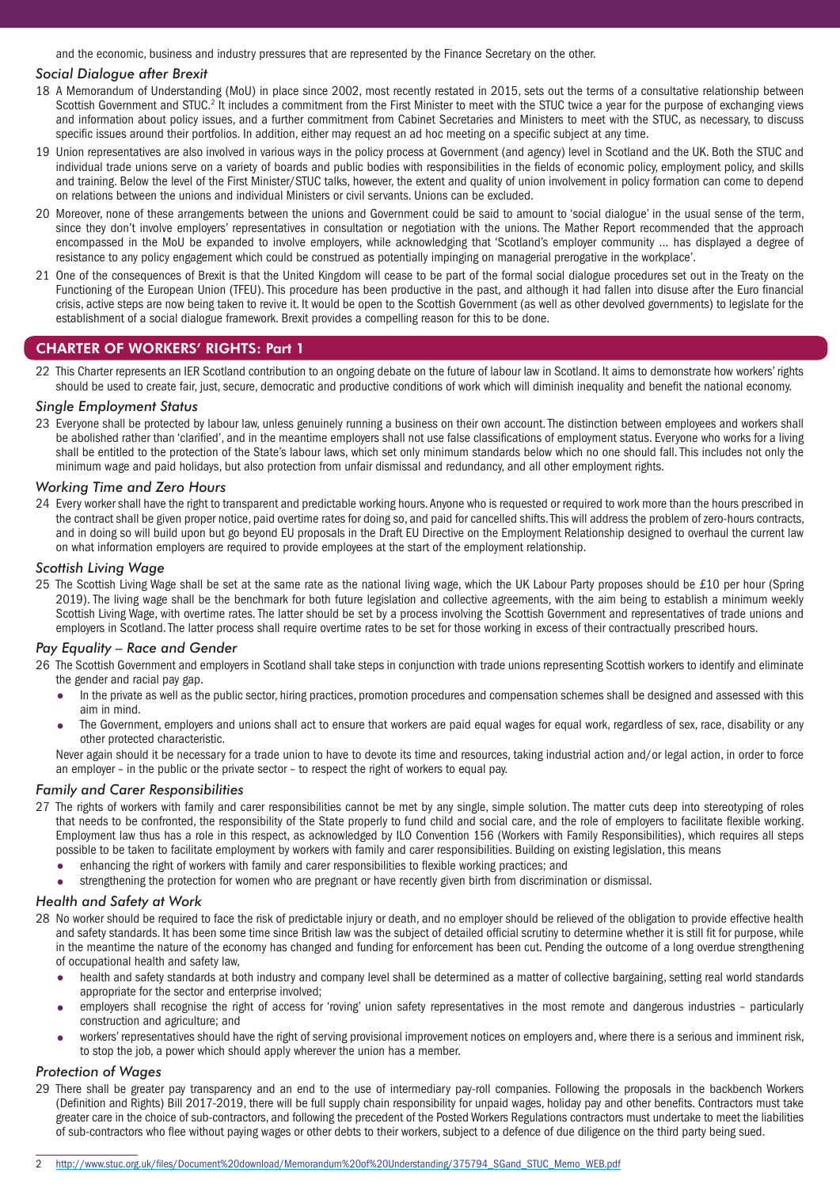and the economic, business and industry pressures that are represented by the Finance Secretary on the other.

### Social Dialogue after Brexit

18 A Memorandum of Understanding (MoU) in place since 2002, most recently restated in 2015, sets out the terms of a consultative relationship between Scottish Government and STUC.[2] It includes a commitment from the First Minister to meet with the STUC twice a year for the purpose of exchanging views and information about policy issues, and a further commitment from Cabinet Secretaries and Ministers to meet with the STUC, as necessary, to discuss specific issues around their portfolios. In addition, either may request an ad hoc meeting on a specific subject at any time.

19 Union representatives are also involved in various ways in the policy process at Government (and agency) level in Scotland and the UK. Both the STUC and individual trade unions serve on a variety of boards and public bodies with responsibilities in the fields of economic policy, employment policy, and skills and training. Below the level of the First Minister/STUC talks, however, the extent and quality of union involvement in policy formation can come to depend on relations between the unions and individual Ministers or civil servants. Unions can be excluded.

20 Moreover, none of these arrangements between the unions and Government could be said to amount to 'social dialogue' in the usual sense of the term, since they don't involve employers' representatives in consultation or negotiation with the unions. The Mather Report recommended that the approach encompassed in the MoU be expanded to involve employers, while acknowledging that 'Scotland's employer community … has displayed a degree of resistance to any policy engagement which could be construed as potentially impinging on managerial prerogative in the workplace'.

21 One of the consequences of Brexit is that the United Kingdom will cease to be part of the formal social dialogue procedures set out in the Treaty on the Functioning of the European Union (TFEU). This procedure has been productive in the past, and although it had fallen into disuse after the Euro financial crisis, active steps are now being taken to revive it. It would be open to the Scottish Government (as well as other devolved governments) to legislate for the establishment of a social dialogue framework. Brexit provides a compelling reason for this to be done.

## CHARTER OF WORKERS' RIGHTS: Part 1

22 This Charter represents an IER Scotland contribution to an ongoing debate on the future of labour law in Scotland. It aims to demonstrate how workers' rights should be used to create fair, just, secure, democratic and productive conditions of work which will diminish inequality and benefit the national economy.

### Single Employment Status

23 Everyone shall be protected by labour law, unless genuinely running a business on their own account. The distinction between employees and workers shall be abolished rather than 'clarified', and in the meantime employers shall not use false classifications of employment status. Everyone who works for a living shall be entitled to the protection of the State's labour laws, which set only minimum standards below which no one should fall. This includes not only the minimum wage and paid holidays, but also protection from unfair dismissal and redundancy, and all other employment rights.

### Working Time and Zero Hours

24 Every worker shall have the right to transparent and predictable working hours. Anyone who is requested or required to work more than the hours prescribed in the contract shall be given proper notice, paid overtime rates for doing so, and paid for cancelled shifts. This will address the problem of zero-hours contracts, and in doing so will build upon but go beyond EU proposals in the Draft EU Directive on the Employment Relationship designed to overhaul the current law on what information employers are required to provide employees at the start of the employment relationship.

### Scottish Living Wage

25 The Scottish Living Wage shall be set at the same rate as the national living wage, which the UK Labour Party proposes should be £10 per hour (Spring 2019). The living wage shall be the benchmark for both future legislation and collective agreements, with the aim being to establish a minimum weekly Scottish Living Wage, with overtime rates. The latter should be set by a process involving the Scottish Government and representatives of trade unions and employers in Scotland. The latter process shall require overtime rates to be set for those working in excess of their contractually prescribed hours.

### Pay Equality – Race and Gender

26 The Scottish Government and employers in Scotland shall take steps in conjunction with trade unions representing Scottish workers to identify and eliminate the gender and racial pay gap.

- In the private as well as the public sector, hiring practices, promotion procedures and compensation schemes shall be designed and assessed with this aim in mind.
- The Government, employers and unions shall act to ensure that workers are paid equal wages for equal work, regardless of sex, race, disability or any other protected characteristic.

Never again should it be necessary for a trade union to have to devote its time and resources, taking industrial action and/or legal action, in order to force an employer – in the public or the private sector – to respect the right of workers to equal pay.

### Family and Carer Responsibilities

27 The rights of workers with family and carer responsibilities cannot be met by any single, simple solution. The matter cuts deep into stereotyping of roles that needs to be confronted, the responsibility of the State properly to fund child and social care, and the role of employers to facilitate flexible working. Employment law thus has a role in this respect, as acknowledged by ILO Convention 156 (Workers with Family Responsibilities), which requires all steps possible to be taken to facilitate employment by workers with family and carer responsibilities. Building on existing legislation, this means

- enhancing the right of workers with family and carer responsibilities to flexible working practices; and
- strengthening the protection for women who are pregnant or have recently given birth from discrimination or dismissal.

### Health and Safety at Work

28 No worker should be required to face the risk of predictable injury or death, and no employer should be relieved of the obligation to provide effective health and safety standards. It has been some time since British law was the subject of detailed official scrutiny to determine whether it is still fit for purpose, while in the meantime the nature of the economy has changed and funding for enforcement has been cut. Pending the outcome of a long overdue strengthening of occupational health and safety law,

- health and safety standards at both industry and company level shall be determined as a matter of collective bargaining, setting real world standards appropriate for the sector and enterprise involved;
- employers shall recognise the right of access for 'roving' union safety representatives in the most remote and dangerous industries – particularly construction and agriculture; and
- workers' representatives should have the right of serving provisional improvement notices on employers and, where there is a serious and imminent risk, to stop the job, a power which should apply wherever the union has a member.

### Protection of Wages

29 There shall be greater pay transparency and an end to the use of intermediary pay-roll companies. Following the proposals in the backbench Workers (Definition and Rights) Bill 2017-2019, there will be full supply chain responsibility for unpaid wages, holiday pay and other benefits. Contractors must take greater care in the choice of sub-contractors, and following the precedent of the Posted Workers Regulations contractors must undertake to meet the liabilities of sub-contractors who flee without paying wages or other debts to their workers, subject to a defence of due diligence on the third party being sued.

---

2 http://www.stuc.org.uk/files/Document%20download/Memorandum%20of%20Understanding/375794_SGand_STUC_Memo_WEB.pdf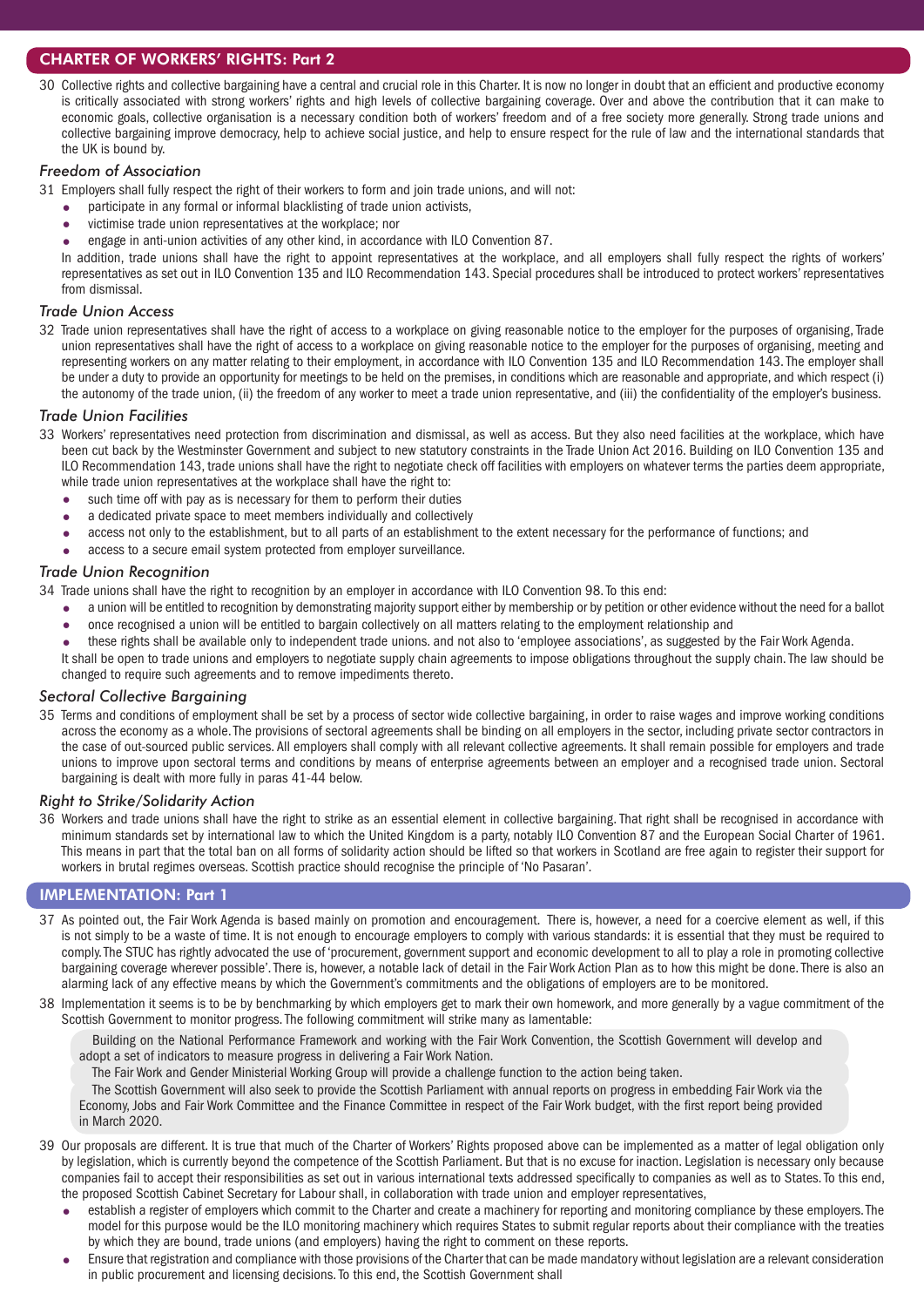## CHARTER OF WORKERS' RIGHTS: Part 2

30 Collective rights and collective bargaining have a central and crucial role in this Charter. It is now no longer in doubt that an efficient and productive economy is critically associated with strong workers' rights and high levels of collective bargaining coverage. Over and above the contribution that it can make to economic goals, collective organisation is a necessary condition both of workers' freedom and of a free society more generally. Strong trade unions and collective bargaining improve democracy, help to achieve social justice, and help to ensure respect for the rule of law and the international standards that the UK is bound by.

### *Freedom of Association*

31 Employers shall fully respect the right of their workers to form and join trade unions, and will not:

- participate in any formal or informal blacklisting of trade union activists,
- victimise trade union representatives at the workplace; nor
- engage in anti-union activities of any other kind, in accordance with ILO Convention 87.

In addition, trade unions shall have the right to appoint representatives at the workplace, and all employers shall fully respect the rights of workers' representatives as set out in ILO Convention 135 and ILO Recommendation 143. Special procedures shall be introduced to protect workers' representatives from dismissal.

### *Trade Union Access*

32 Trade union representatives shall have the right of access to a workplace on giving reasonable notice to the employer for the purposes of organising, Trade union representatives shall have the right of access to a workplace on giving reasonable notice to the employer for the purposes of organising, meeting and representing workers on any matter relating to their employment, in accordance with ILO Convention 135 and ILO Recommendation 143. The employer shall be under a duty to provide an opportunity for meetings to be held on the premises, in conditions which are reasonable and appropriate, and which respect (i) the autonomy of the trade union, (ii) the freedom of any worker to meet a trade union representative, and (iii) the confidentiality of the employer's business.

### *Trade Union Facilities*

33 Workers' representatives need protection from discrimination and dismissal, as well as access. But they also need facilities at the workplace, which have been cut back by the Westminster Government and subject to new statutory constraints in the Trade Union Act 2016. Building on ILO Convention 135 and ILO Recommendation 143, trade unions shall have the right to negotiate check off facilities with employers on whatever terms the parties deem appropriate, while trade union representatives at the workplace shall have the right to:

- such time off with pay as is necessary for them to perform their duties
- a dedicated private space to meet members individually and collectively
- access not only to the establishment, but to all parts of an establishment to the extent necessary for the performance of functions; and
- access to a secure email system protected from employer surveillance.

### *Trade Union Recognition*

34 Trade unions shall have the right to recognition by an employer in accordance with ILO Convention 98. To this end:

- a union will be entitled to recognition by demonstrating majority support either by membership or by petition or other evidence without the need for a ballot
- once recognised a union will be entitled to bargain collectively on all matters relating to the employment relationship and
- these rights shall be available only to independent trade unions. and not also to 'employee associations', as suggested by the Fair Work Agenda.

It shall be open to trade unions and employers to negotiate supply chain agreements to impose obligations throughout the supply chain. The law should be changed to require such agreements and to remove impediments thereto.

### *Sectoral Collective Bargaining*

35 Terms and conditions of employment shall be set by a process of sector wide collective bargaining, in order to raise wages and improve working conditions across the economy as a whole. The provisions of sectoral agreements shall be binding on all employers in the sector, including private sector contractors in the case of out-sourced public services. All employers shall comply with all relevant collective agreements. It shall remain possible for employers and trade unions to improve upon sectoral terms and conditions by means of enterprise agreements between an employer and a recognised trade union. Sectoral bargaining is dealt with more fully in paras 41-44 below.

### *Right to Strike/Solidarity Action*

36 Workers and trade unions shall have the right to strike as an essential element in collective bargaining. That right shall be recognised in accordance with minimum standards set by international law to which the United Kingdom is a party, notably ILO Convention 87 and the European Social Charter of 1961. This means in part that the total ban on all forms of solidarity action should be lifted so that workers in Scotland are free again to register their support for workers in brutal regimes overseas. Scottish practice should recognise the principle of 'No Pasaran'.

## IMPLEMENTATION: Part 1

37 As pointed out, the Fair Work Agenda is based mainly on promotion and encouragement. There is, however, a need for a coercive element as well, if this is not simply to be a waste of time. It is not enough to encourage employers to comply with various standards: it is essential that they must be required to comply. The STUC has rightly advocated the use of 'procurement, government support and economic development to all to play a role in promoting collective bargaining coverage wherever possible'. There is, however, a notable lack of detail in the Fair Work Action Plan as to how this might be done. There is also an alarming lack of any effective means by which the Government's commitments and the obligations of employers are to be monitored.

38 Implementation it seems is to be by benchmarking by which employers get to mark their own homework, and more generally by a vague commitment of the Scottish Government to monitor progress. The following commitment will strike many as lamentable:

> Building on the National Performance Framework and working with the Fair Work Convention, the Scottish Government will develop and adopt a set of indicators to measure progress in delivering a Fair Work Nation.
>
> The Fair Work and Gender Ministerial Working Group will provide a challenge function to the action being taken.
>
> The Scottish Government will also seek to provide the Scottish Parliament with annual reports on progress in embedding Fair Work via the Economy, Jobs and Fair Work Committee and the Finance Committee in respect of the Fair Work budget, with the first report being provided in March 2020.

39 Our proposals are different. It is true that much of the Charter of Workers' Rights proposed above can be implemented as a matter of legal obligation only by legislation, which is currently beyond the competence of the Scottish Parliament. But that is no excuse for inaction. Legislation is necessary only because companies fail to accept their responsibilities as set out in various international texts addressed specifically to companies as well as to States. To this end, the proposed Scottish Cabinet Secretary for Labour shall, in collaboration with trade union and employer representatives,

- establish a register of employers which commit to the Charter and create a machinery for reporting and monitoring compliance by these employers. The model for this purpose would be the ILO monitoring machinery which requires States to submit regular reports about their compliance with the treaties by which they are bound, trade unions (and employers) having the right to comment on these reports.
- Ensure that registration and compliance with those provisions of the Charter that can be made mandatory without legislation are a relevant consideration in public procurement and licensing decisions. To this end, the Scottish Government shall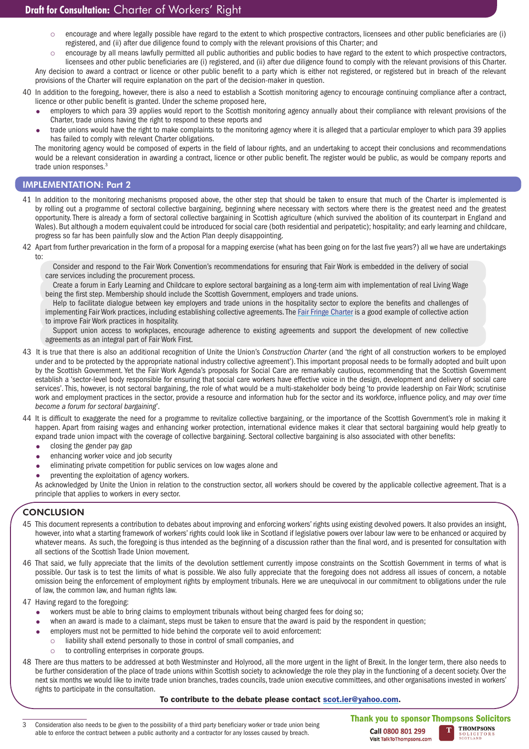- encourage and where legally possible have regard to the extent to which prospective contractors, licensees and other public beneficiaries are (i) registered, and (ii) after due diligence found to comply with the relevant provisions of this Charter; and
- encourage by all means lawfully permitted all public authorities and public bodies to have regard to the extent to which prospective contractors, licensees and other public beneficiaries are (i) registered, and (ii) after due diligence found to comply with the relevant provisions of this Charter.

Any decision to award a contract or licence or other public benefit to a party which is either not registered, or registered but in breach of the relevant provisions of the Charter will require explanation on the part of the decision-maker in question.

40 In addition to the foregoing, however, there is also a need to establish a Scottish monitoring agency to encourage continuing compliance after a contract, licence or other public benefit is granted. Under the scheme proposed here,

- employers to which para 39 applies would report to the Scottish monitoring agency annually about their compliance with relevant provisions of the Charter, trade unions having the right to respond to these reports and
- trade unions would have the right to make complaints to the monitoring agency where it is alleged that a particular employer to which para 39 applies has failed to comply with relevant Charter obligations.

The monitoring agency would be composed of experts in the field of labour rights, and an undertaking to accept their conclusions and recommendations would be a relevant consideration in awarding a contract, licence or other public benefit. The register would be public, as would be company reports and trade union responses.[3]

## IMPLEMENTATION: Part 2

41 In addition to the monitoring mechanisms proposed above, the other step that should be taken to ensure that much of the Charter is implemented is by rolling out a programme of sectoral collective bargaining, beginning where necessary with sectors where there is the greatest need and the greatest opportunity. There is already a form of sectoral collective bargaining in Scottish agriculture (which survived the abolition of its counterpart in England and Wales). But although a modern equivalent could be introduced for social care (both residential and peripatetic); hospitality; and early learning and childcare, progress so far has been painfully slow and the Action Plan deeply disappointing.

42 Apart from further prevarication in the form of a proposal for a mapping exercise (what has been going on for the last five years?) all we have are undertakings to:

> Consider and respond to the Fair Work Convention's recommendations for ensuring that Fair Work is embedded in the delivery of social care services including the procurement process.
>
> Create a forum in Early Learning and Childcare to explore sectoral bargaining as a long-term aim with implementation of real Living Wage being the first step. Membership should include the Scottish Government, employers and trade unions.
>
> Help to facilitate dialogue between key employers and trade unions in the hospitality sector to explore the benefits and challenges of implementing Fair Work practices, including establishing collective agreements. The Fair Fringe Charter is a good example of collective action to improve Fair Work practices in hospitality.
>
> Support union access to workplaces, encourage adherence to existing agreements and support the development of new collective agreements as an integral part of Fair Work First.

43 It is true that there is also an additional recognition of Unite the Union's *Construction Charter* (and 'the right of all construction workers to be employed under and to be protected by the appropriate national industry collective agreement'). This important proposal needs to be formally adopted and built upon by the Scottish Government. Yet the Fair Work Agenda's proposals for Social Care are remarkably cautious, recommending that the Scottish Government establish a 'sector-level body responsible for ensuring that social care workers have effective voice in the design, development and delivery of social care services'. This, however, is not sectoral bargaining, the role of what would be a multi-stakeholder body being 'to provide leadership on Fair Work; scrutinise work and employment practices in the sector, provide a resource and information hub for the sector and its workforce, influence policy, and *may over time become a forum for sectoral bargaining*'.

44 It is difficult to exaggerate the need for a programme to revitalize collective bargaining, or the importance of the Scottish Government's role in making it happen. Apart from raising wages and enhancing worker protection, international evidence makes it clear that sectoral bargaining would help greatly to expand trade union impact with the coverage of collective bargaining. Sectoral collective bargaining is also associated with other benefits:

- closing the gender pay gap
- enhancing worker voice and job security
- eliminating private competition for public services on low wages alone and
- preventing the exploitation of agency workers.

As acknowledged by Unite the Union in relation to the construction sector, all workers should be covered by the applicable collective agreement. That is a principle that applies to workers in every sector.

## CONCLUSION

45 This document represents a contribution to debates about improving and enforcing workers' rights using existing devolved powers. It also provides an insight, however, into what a starting framework of workers' rights could look like in Scotland if legislative powers over labour law were to be enhanced or acquired by whatever means. As such, the foregoing is thus intended as the beginning of a discussion rather than the final word, and is presented for consultation with all sections of the Scottish Trade Union movement.

46 That said, we fully appreciate that the limits of the devolution settlement currently impose constraints on the Scottish Government in terms of what is possible. Our task is to test the limits of what is possible. We also fully appreciate that the foregoing does not address all issues of concern, a notable omission being the enforcement of employment rights by employment tribunals. Here we are unequivocal in our commitment to obligations under the rule of law, the common law, and human rights law.

47 Having regard to the foregoing:

- workers must be able to bring claims to employment tribunals without being charged fees for doing so;
- when an award is made to a claimant, steps must be taken to ensure that the award is paid by the respondent in question;
- employers must not be permitted to hide behind the corporate veil to avoid enforcement:
  - liability shall extend personally to those in control of small companies, and
  - to controlling enterprises in corporate groups.

48 There are thus matters to be addressed at both Westminster and Holyrood, all the more urgent in the light of Brexit. In the longer term, there also needs to be further consideration of the place of trade unions within Scottish society to acknowledge the role they play in the functioning of a decent society. Over the next six months we would like to invite trade union branches, trades councils, trade union executive committees, and other organisations invested in workers' rights to participate in the consultation.

**To contribute to the debate please contact scot.ier@yahoo.com.**

3 Consideration also needs to be given to the possibility of a third party beneficiary worker or trade union being able to enforce the contract between a public authority and a contractor for any losses caused by breach.

**Thank you to sponsor Thompsons Solicitors**

**Call 0800 801 299**
Visit TalkToThompsons.com

THOMPSONS SOLICITORS SCOTLAND